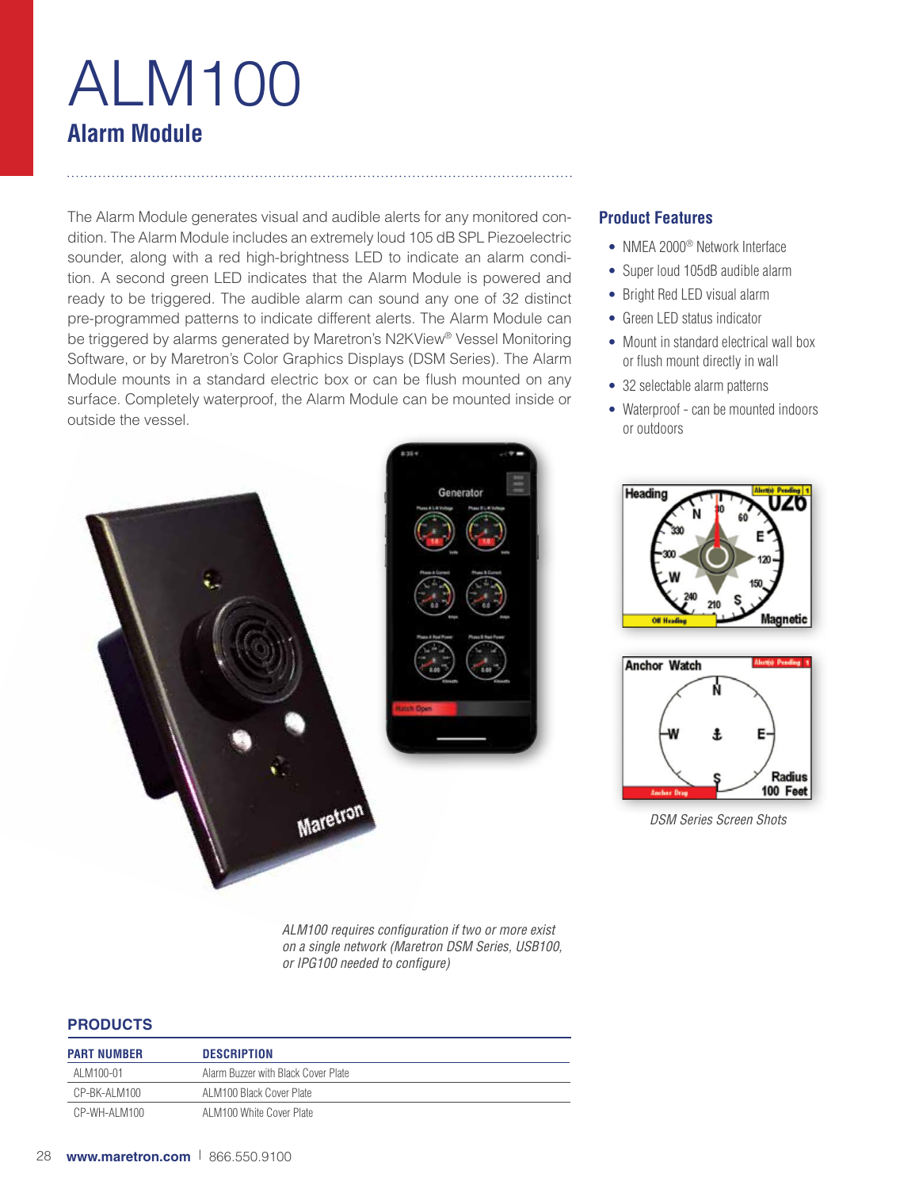# ALM100

## Alarm Module

The Alarm Module generates visual and audible alerts for any monitored condition. The Alarm Module includes an extremely loud 105 dB SPL Piezoelectric sounder, along with a red high-brightness LED to indicate an alarm condition. A second green LED indicates that the Alarm Module is powered and ready to be triggered. The audible alarm can sound any one of 32 distinct pre-programmed patterns to indicate different alerts. The Alarm Module can be triggered by alarms generated by Maretron's N2KView® Vessel Monitoring Software, or by Maretron's Color Graphics Displays (DSM Series). The Alarm Module mounts in a standard electric box or can be flush mounted on any surface. Completely waterproof, the Alarm Module can be mounted inside or outside the vessel.

### Product Features

- NMEA 2000® Network Interface
- Super loud 105dB audible alarm
- Bright Red LED visual alarm
- Green LED status indicator
- Mount in standard electrical wall box or flush mount directly in wall
- 32 selectable alarm patterns
- Waterproof - can be mounted indoors or outdoors

*DSM Series Screen Shots*

*ALM100 requires configuration if two or more exist on a single network (Maretron DSM Series, USB100, or IPG100 needed to configure)*

### PRODUCTS

| PART NUMBER | DESCRIPTION |
| --- | --- |
| ALM100-01 | Alarm Buzzer with Black Cover Plate |
| CP-BK-ALM100 | ALM100 Black Cover Plate |
| CP-WH-ALM100 | ALM100 White Cover Plate |

**www.maretron.com** | 866.550.9100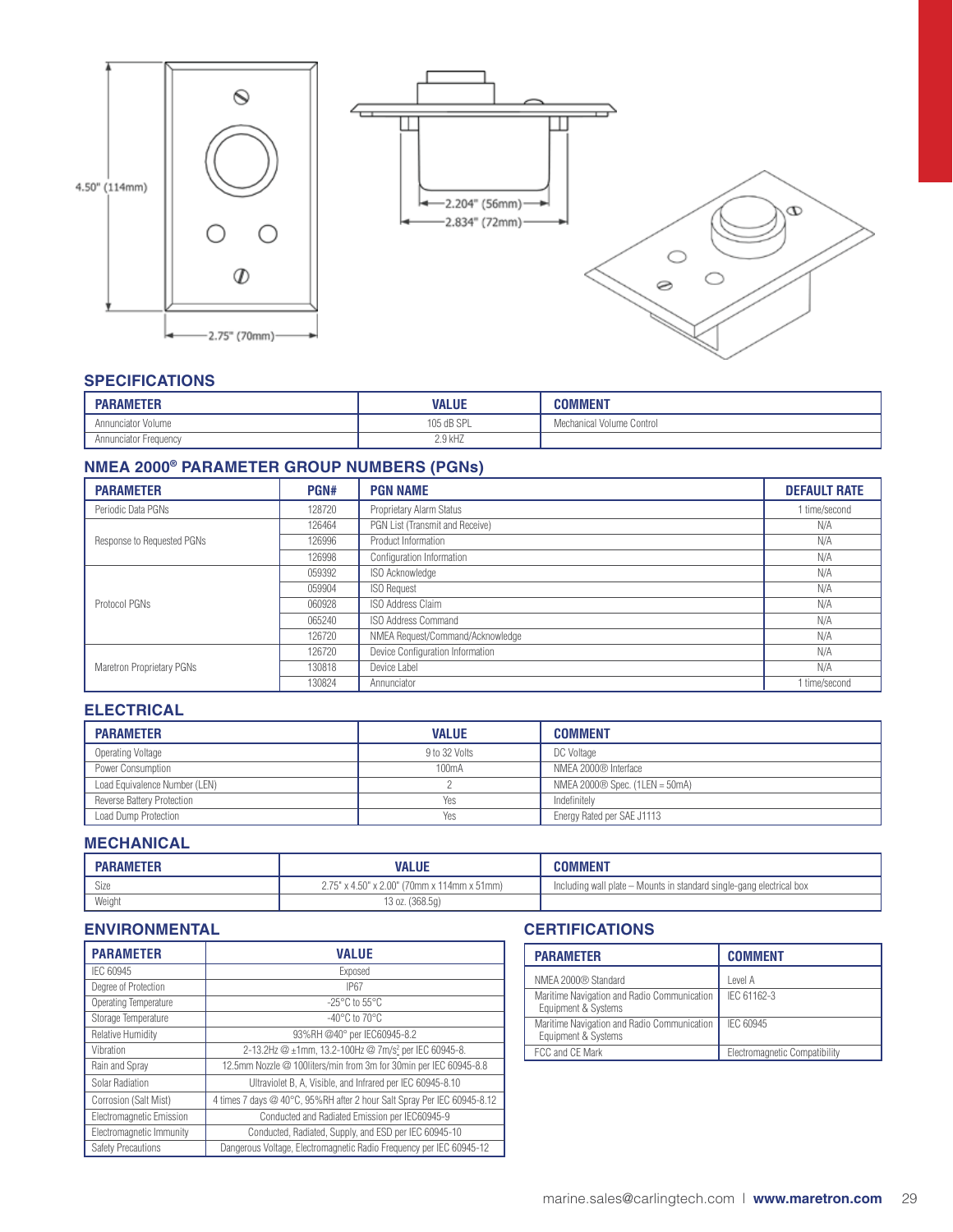4.50" (114mm)

2.75" (70mm)

2.204" (56mm)

2.834" (72mm)

## SPECIFICATIONS

| PARAMETER | VALUE | COMMENT |
|---|---|---|
| Annunciator Volume | 105 dB SPL | Mechanical Volume Control |
| Annunciator Frequency | 2.9 kHZ | |

## NMEA 2000® PARAMETER GROUP NUMBERS (PGNs)

| PARAMETER | PGN# | PGN NAME | DEFAULT RATE |
|---|---|---|---|
| Periodic Data PGNs | 128720 | Proprietary Alarm Status | 1 time/second |
| Response to Requested PGNs | 126464 | PGN List (Transmit and Receive) | N/A |
| | 126996 | Product Information | N/A |
| | 126998 | Configuration Information | N/A |
| Protocol PGNs | 059392 | ISO Acknowledge | N/A |
| | 059904 | ISO Request | N/A |
| | 060928 | ISO Address Claim | N/A |
| | 065240 | ISO Address Command | N/A |
| | 126720 | NMEA Request/Command/Acknowledge | N/A |
| Maretron Proprietary PGNs | 126720 | Device Configuration Information | N/A |
| | 130818 | Device Label | N/A |
| | 130824 | Annunciator | 1 time/second |

## ELECTRICAL

| PARAMETER | VALUE | COMMENT |
|---|---|---|
| Operating Voltage | 9 to 32 Volts | DC Voltage |
| Power Consumption | 100mA | NMEA 2000® Interface |
| Load Equivalence Number (LEN) | 2 | NMEA 2000® Spec. (1LEN = 50mA) |
| Reverse Battery Protection | Yes | Indefinitely |
| Load Dump Protection | Yes | Energy Rated per SAE J1113 |

## MECHANICAL

| PARAMETER | VALUE | COMMENT |
|---|---|---|
| Size | 2.75" x 4.50" x 2.00" (70mm x 114mm x 51mm) | Including wall plate – Mounts in standard single-gang electrical box |
| Weight | 13 oz. (368.5g) | |

## ENVIRONMENTAL

| PARAMETER | VALUE |
|---|---|
| IEC 60945 | Exposed |
| Degree of Protection | IP67 |
| Operating Temperature | -25°C to 55°C |
| Storage Temperature | -40°C to 70°C |
| Relative Humidity | 93%RH @40° per IEC60945-8.2 |
| Vibration | 2-13.2Hz @ ±1mm, 13.2-100Hz @ 7m/s² per IEC 60945-8. |
| Rain and Spray | 12.5mm Nozzle @ 100liters/min from 3m for 30min per IEC 60945-8.8 |
| Solar Radiation | Ultraviolet B, A, Visible, and Infrared per IEC 60945-8.10 |
| Corrosion (Salt Mist) | 4 times 7 days @ 40°C, 95%RH after 2 hour Salt Spray Per IEC 60945-8.12 |
| Electromagnetic Emission | Conducted and Radiated Emission per IEC60945-9 |
| Electromagnetic Immunity | Conducted, Radiated, Supply, and ESD per IEC 60945-10 |
| Safety Precautions | Dangerous Voltage, Electromagnetic Radio Frequency per IEC 60945-12 |

## CERTIFICATIONS

| PARAMETER | COMMENT |
|---|---|
| NMEA 2000® Standard | Level A |
| Maritime Navigation and Radio Communication Equipment & Systems | IEC 61162-3 |
| Maritime Navigation and Radio Communication Equipment & Systems | IEC 60945 |
| FCC and CE Mark | Electromagnetic Compatibility |

marine.sales@carlingtech.com | **www.maretron.com**